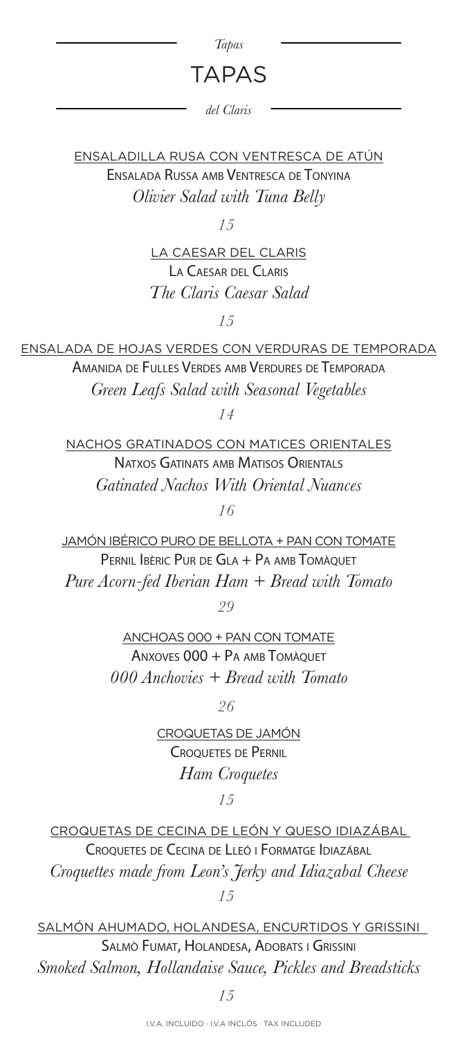*Tapas*

# TAPAS

*del Claris*

ENSALADILLA RUSA CON VENTRESCA DE ATÚN
Ensalada Russa amb Ventresca de Tonyina
*Olivier Salad with Tuna Belly*

*15*

LA CAESAR DEL CLARIS
La Caesar del Claris
*The Claris Caesar Salad*

*15*

ENSALADA DE HOJAS VERDES CON VERDURAS DE TEMPORADA
Amanida de Fulles Verdes amb Verdures de Temporada
*Green Leafs Salad with Seasonal Vegetables*

*14*

NACHOS GRATINADOS CON MATICES ORIENTALES
Natxos Gatinats amb Matisos Orientals
*Gatinated Nachos With Oriental Nuances*

*16*

JAMÓN IBÉRICO PURO DE BELLOTA + PAN CON TOMATE
Pernil Ibèric Pur de Gla + Pa amb Tomàquet
*Pure Acorn-fed Iberian Ham + Bread with Tomato*

*29*

ANCHOAS 000 + PAN CON TOMATE
Anxoves 000 + Pa amb Tomàquet
*000 Anchovies + Bread with Tomato*

*26*

CROQUETAS DE JAMÓN
Croquetes de Pernil
*Ham Croquetes*

*15*

CROQUETAS DE CECINA DE LEÓN Y QUESO IDIAZÁBAL
Croquetes de Cecina de Lleó i Formatge Idiazábal
*Croquettes made from Leon's Jerky and Idiazabal Cheese*

*15*

SALMÓN AHUMADO, HOLANDESA, ENCURTIDOS Y GRISSINI
Salmò Fumat, Holandesa, Adobats i Grissini
*Smoked Salmon, Hollandaise Sauce, Pickles and Breadsticks*

*15*

I.V.A. INCLUIDO · I.V.A INCLÓS · TAX INCLUDED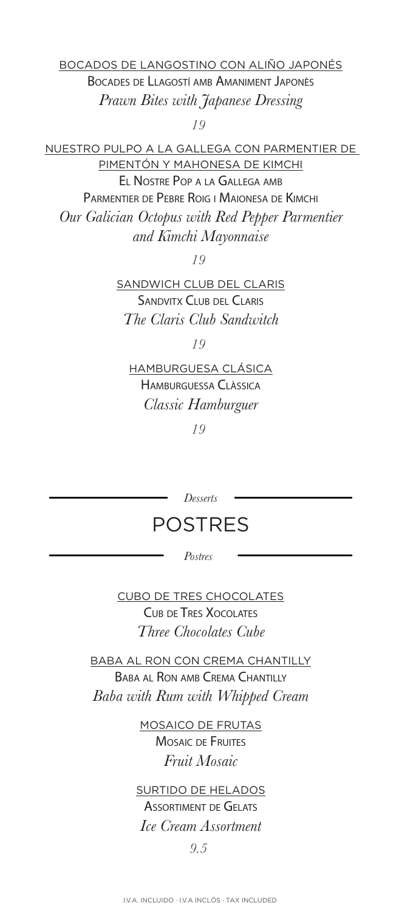BOCADOS DE LANGOSTINO CON ALIÑO JAPONÉS
Bocades de Llagostí amb Amaniment Japonès
*Prawn Bites with Japanese Dressing*

*19*

NUESTRO PULPO A LA GALLEGA CON PARMENTIER DE PIMENTÓN Y MAHONESA DE KIMCHI
El Nostre Pop a la Gallega amb Parmentier de Pebre Roig i Maionesa de Kimchi
*Our Galician Octopus with Red Pepper Parmentier and Kimchi Mayonnaise*

*19*

SANDWICH CLUB DEL CLARIS
Sandvitx Club del Claris
*The Claris Club Sandwitch*

*19*

HAMBURGUESA CLÁSICA
Hamburguessa Clàssica
*Classic Hamburguer*

*19*

*Desserts*

## POSTRES

*Postres*

CUBO DE TRES CHOCOLATES
Cub de Tres Xocolates
*Three Chocolates Cube*

BABA AL RON CON CREMA CHANTILLY
Baba al Ron amb Crema Chantilly
*Baba with Rum with Whipped Cream*

MOSAICO DE FRUTAS
Mosaic de Fruites
*Fruit Mosaic*

SURTIDO DE HELADOS
Assortiment de Gelats
*Ice Cream Assortment*

*9.5*

I.V.A. INCLUIDO · I.V.A INCLÓS · TAX INCLUDED